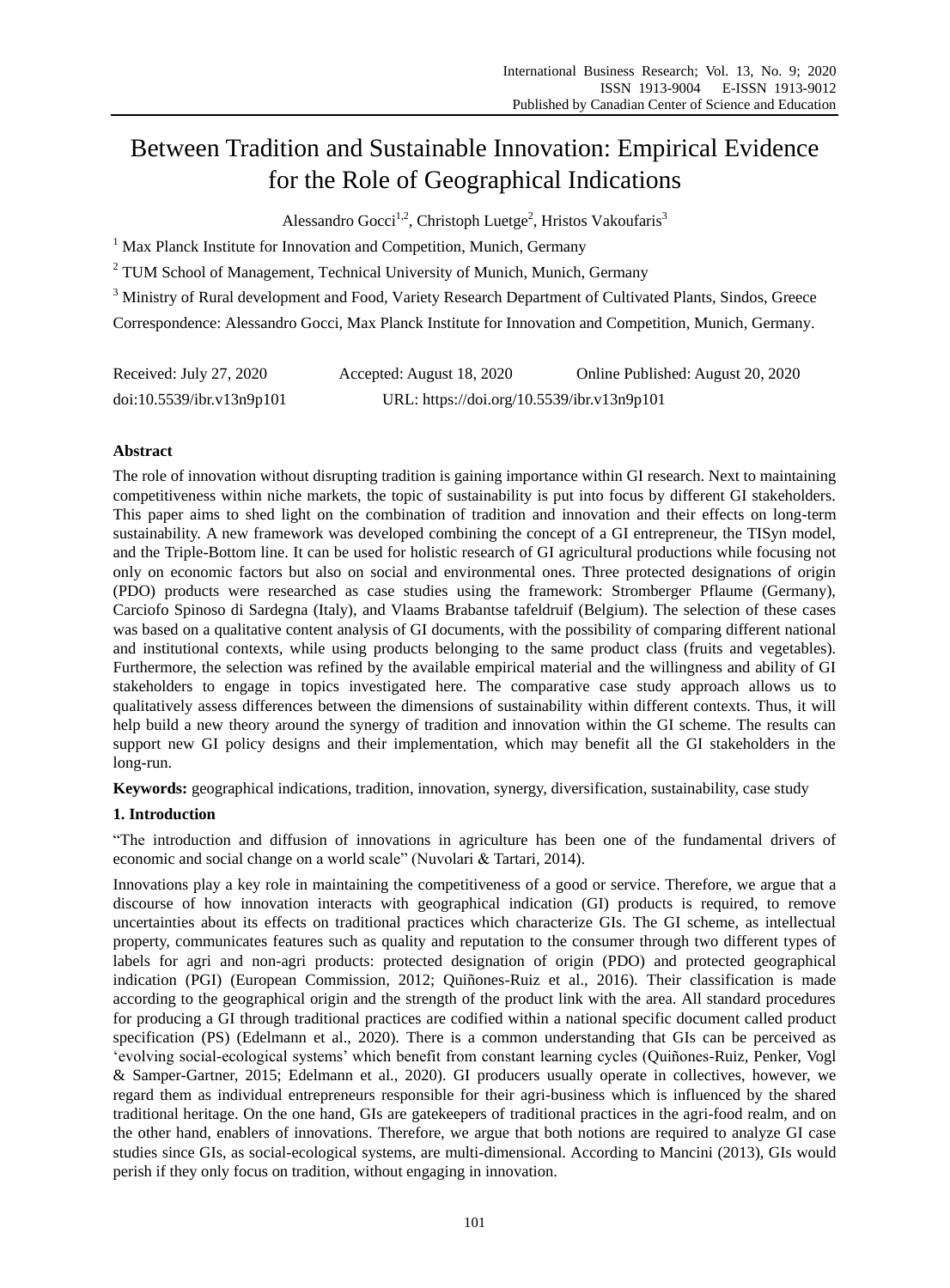# Between Tradition and Sustainable Innovation: Empirical Evidence for the Role of Geographical Indications

Alessandro Gocci[1,2], Christoph Luetge[2], Hristos Vakoufaris[3]

[1] Max Planck Institute for Innovation and Competition, Munich, Germany

[2] TUM School of Management, Technical University of Munich, Munich, Germany

[3] Ministry of Rural development and Food, Variety Research Department of Cultivated Plants, Sindos, Greece

Correspondence: Alessandro Gocci, Max Planck Institute for Innovation and Competition, Munich, Germany.

Received: July 27, 2020 Accepted: August 18, 2020 Online Published: August 20, 2020

doi:10.5539/ibr.v13n9p101 URL: https://doi.org/10.5539/ibr.v13n9p101

**Abstract**

The role of innovation without disrupting tradition is gaining importance within GI research. Next to maintaining competitiveness within niche markets, the topic of sustainability is put into focus by different GI stakeholders. This paper aims to shed light on the combination of tradition and innovation and their effects on long-term sustainability. A new framework was developed combining the concept of a GI entrepreneur, the TISyn model, and the Triple-Bottom line. It can be used for holistic research of GI agricultural productions while focusing not only on economic factors but also on social and environmental ones. Three protected designations of origin (PDO) products were researched as case studies using the framework: Stromberger Pflaume (Germany), Carciofo Spinoso di Sardegna (Italy), and Vlaams Brabantse tafeldruif (Belgium). The selection of these cases was based on a qualitative content analysis of GI documents, with the possibility of comparing different national and institutional contexts, while using products belonging to the same product class (fruits and vegetables). Furthermore, the selection was refined by the available empirical material and the willingness and ability of GI stakeholders to engage in topics investigated here. The comparative case study approach allows us to qualitatively assess differences between the dimensions of sustainability within different contexts. Thus, it will help build a new theory around the synergy of tradition and innovation within the GI scheme. The results can support new GI policy designs and their implementation, which may benefit all the GI stakeholders in the long-run.

**Keywords:** geographical indications, tradition, innovation, synergy, diversification, sustainability, case study

## 1. Introduction

"The introduction and diffusion of innovations in agriculture has been one of the fundamental drivers of economic and social change on a world scale" (Nuvolari & Tartari, 2014).

Innovations play a key role in maintaining the competitiveness of a good or service. Therefore, we argue that a discourse of how innovation interacts with geographical indication (GI) products is required, to remove uncertainties about its effects on traditional practices which characterize GIs. The GI scheme, as intellectual property, communicates features such as quality and reputation to the consumer through two different types of labels for agri and non-agri products: protected designation of origin (PDO) and protected geographical indication (PGI) (European Commission, 2012; Quiñones-Ruiz et al., 2016). Their classification is made according to the geographical origin and the strength of the product link with the area. All standard procedures for producing a GI through traditional practices are codified within a national specific document called product specification (PS) (Edelmann et al., 2020). There is a common understanding that GIs can be perceived as 'evolving social-ecological systems' which benefit from constant learning cycles (Quiñones-Ruiz, Penker, Vogl & Samper-Gartner, 2015; Edelmann et al., 2020). GI producers usually operate in collectives, however, we regard them as individual entrepreneurs responsible for their agri-business which is influenced by the shared traditional heritage. On the one hand, GIs are gatekeepers of traditional practices in the agri-food realm, and on the other hand, enablers of innovations. Therefore, we argue that both notions are required to analyze GI case studies since GIs, as social-ecological systems, are multi-dimensional. According to Mancini (2013), GIs would perish if they only focus on tradition, without engaging in innovation.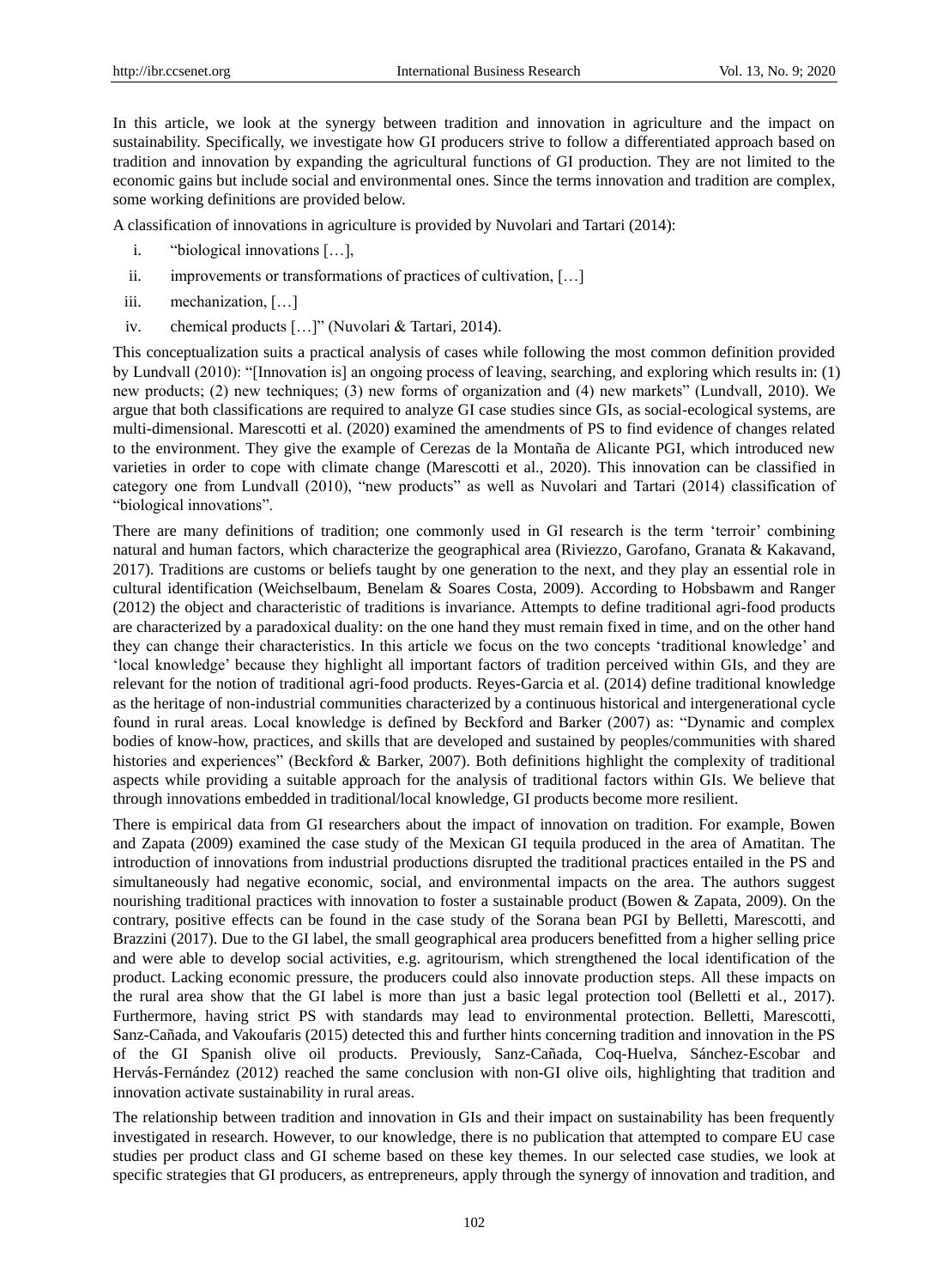In this article, we look at the synergy between tradition and innovation in agriculture and the impact on sustainability. Specifically, we investigate how GI producers strive to follow a differentiated approach based on tradition and innovation by expanding the agricultural functions of GI production. They are not limited to the economic gains but include social and environmental ones. Since the terms innovation and tradition are complex, some working definitions are provided below.

A classification of innovations in agriculture is provided by Nuvolari and Tartari (2014):

i. "biological innovations […],

ii. improvements or transformations of practices of cultivation, […]

iii. mechanization, […]

iv. chemical products […]" (Nuvolari & Tartari, 2014).

This conceptualization suits a practical analysis of cases while following the most common definition provided by Lundvall (2010): "[Innovation is] an ongoing process of leaving, searching, and exploring which results in: (1) new products; (2) new techniques; (3) new forms of organization and (4) new markets" (Lundvall, 2010). We argue that both classifications are required to analyze GI case studies since GIs, as social-ecological systems, are multi-dimensional. Marescotti et al. (2020) examined the amendments of PS to find evidence of changes related to the environment. They give the example of Cerezas de la Montaña de Alicante PGI, which introduced new varieties in order to cope with climate change (Marescotti et al., 2020). This innovation can be classified in category one from Lundvall (2010), "new products" as well as Nuvolari and Tartari (2014) classification of "biological innovations".

There are many definitions of tradition; one commonly used in GI research is the term 'terroir' combining natural and human factors, which characterize the geographical area (Riviezzo, Garofano, Granata & Kakavand, 2017). Traditions are customs or beliefs taught by one generation to the next, and they play an essential role in cultural identification (Weichselbaum, Benelam & Soares Costa, 2009). According to Hobsbawm and Ranger (2012) the object and characteristic of traditions is invariance. Attempts to define traditional agri-food products are characterized by a paradoxical duality: on the one hand they must remain fixed in time, and on the other hand they can change their characteristics. In this article we focus on the two concepts 'traditional knowledge' and 'local knowledge' because they highlight all important factors of tradition perceived within GIs, and they are relevant for the notion of traditional agri-food products. Reyes-Garcia et al. (2014) define traditional knowledge as the heritage of non-industrial communities characterized by a continuous historical and intergenerational cycle found in rural areas. Local knowledge is defined by Beckford and Barker (2007) as: "Dynamic and complex bodies of know-how, practices, and skills that are developed and sustained by peoples/communities with shared histories and experiences" (Beckford & Barker, 2007). Both definitions highlight the complexity of traditional aspects while providing a suitable approach for the analysis of traditional factors within GIs. We believe that through innovations embedded in traditional/local knowledge, GI products become more resilient.

There is empirical data from GI researchers about the impact of innovation on tradition. For example, Bowen and Zapata (2009) examined the case study of the Mexican GI tequila produced in the area of Amatitan. The introduction of innovations from industrial productions disrupted the traditional practices entailed in the PS and simultaneously had negative economic, social, and environmental impacts on the area. The authors suggest nourishing traditional practices with innovation to foster a sustainable product (Bowen & Zapata, 2009). On the contrary, positive effects can be found in the case study of the Sorana bean PGI by Belletti, Marescotti, and Brazzini (2017). Due to the GI label, the small geographical area producers benefitted from a higher selling price and were able to develop social activities, e.g. agritourism, which strengthened the local identification of the product. Lacking economic pressure, the producers could also innovate production steps. All these impacts on the rural area show that the GI label is more than just a basic legal protection tool (Belletti et al., 2017). Furthermore, having strict PS with standards may lead to environmental protection. Belletti, Marescotti, Sanz-Cañada, and Vakoufaris (2015) detected this and further hints concerning tradition and innovation in the PS of the GI Spanish olive oil products. Previously, Sanz-Cañada, Coq-Huelva, Sánchez-Escobar and Hervás-Fernández (2012) reached the same conclusion with non-GI olive oils, highlighting that tradition and innovation activate sustainability in rural areas.

The relationship between tradition and innovation in GIs and their impact on sustainability has been frequently investigated in research. However, to our knowledge, there is no publication that attempted to compare EU case studies per product class and GI scheme based on these key themes. In our selected case studies, we look at specific strategies that GI producers, as entrepreneurs, apply through the synergy of innovation and tradition, and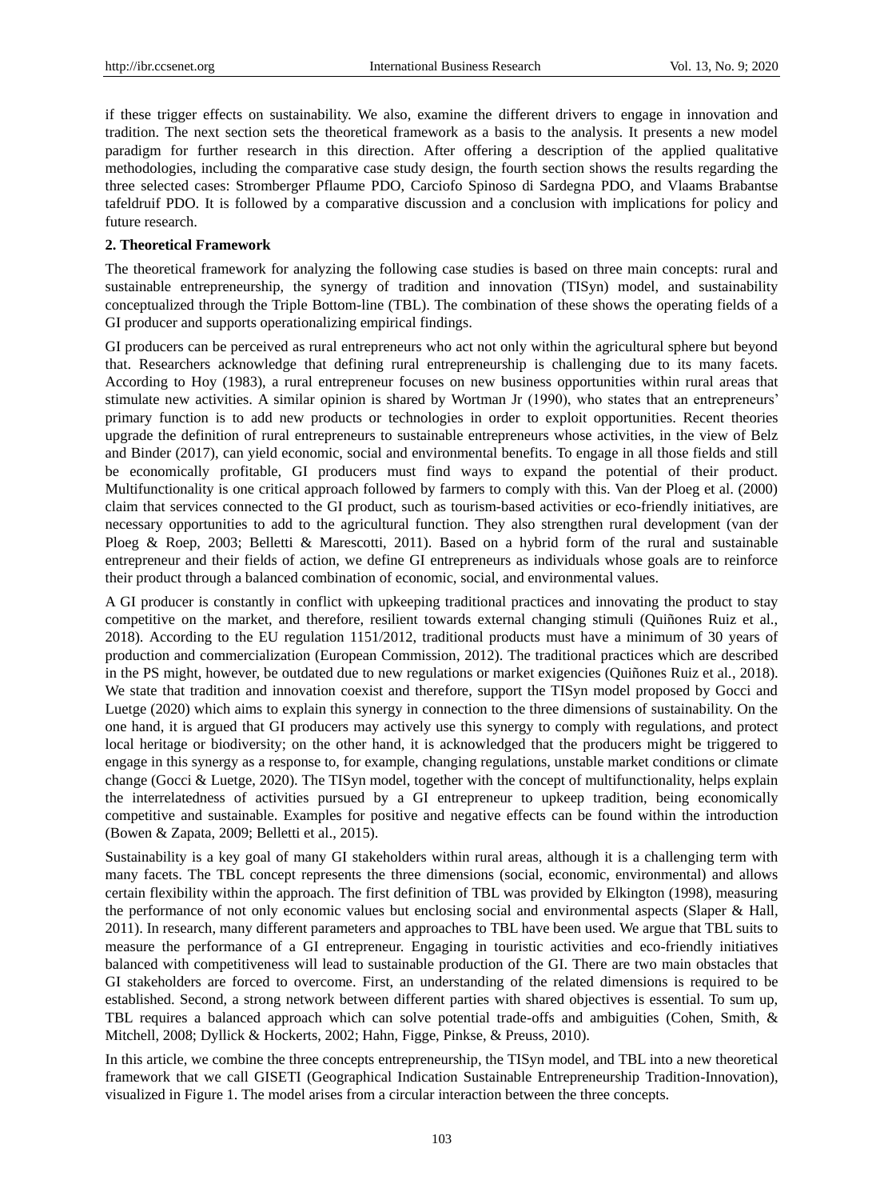if these trigger effects on sustainability. We also, examine the different drivers to engage in innovation and tradition. The next section sets the theoretical framework as a basis to the analysis. It presents a new model paradigm for further research in this direction. After offering a description of the applied qualitative methodologies, including the comparative case study design, the fourth section shows the results regarding the three selected cases: Stromberger Pflaume PDO, Carciofo Spinoso di Sardegna PDO, and Vlaams Brabantse tafeldruif PDO. It is followed by a comparative discussion and a conclusion with implications for policy and future research.

## 2. Theoretical Framework

The theoretical framework for analyzing the following case studies is based on three main concepts: rural and sustainable entrepreneurship, the synergy of tradition and innovation (TISyn) model, and sustainability conceptualized through the Triple Bottom-line (TBL). The combination of these shows the operating fields of a GI producer and supports operationalizing empirical findings.

GI producers can be perceived as rural entrepreneurs who act not only within the agricultural sphere but beyond that. Researchers acknowledge that defining rural entrepreneurship is challenging due to its many facets. According to Hoy (1983), a rural entrepreneur focuses on new business opportunities within rural areas that stimulate new activities. A similar opinion is shared by Wortman Jr (1990), who states that an entrepreneurs' primary function is to add new products or technologies in order to exploit opportunities. Recent theories upgrade the definition of rural entrepreneurs to sustainable entrepreneurs whose activities, in the view of Belz and Binder (2017), can yield economic, social and environmental benefits. To engage in all those fields and still be economically profitable, GI producers must find ways to expand the potential of their product. Multifunctionality is one critical approach followed by farmers to comply with this. Van der Ploeg et al. (2000) claim that services connected to the GI product, such as tourism-based activities or eco-friendly initiatives, are necessary opportunities to add to the agricultural function. They also strengthen rural development (van der Ploeg & Roep, 2003; Belletti & Marescotti, 2011). Based on a hybrid form of the rural and sustainable entrepreneur and their fields of action, we define GI entrepreneurs as individuals whose goals are to reinforce their product through a balanced combination of economic, social, and environmental values.

A GI producer is constantly in conflict with upkeeping traditional practices and innovating the product to stay competitive on the market, and therefore, resilient towards external changing stimuli (Quiñones Ruiz et al., 2018). According to the EU regulation 1151/2012, traditional products must have a minimum of 30 years of production and commercialization (European Commission, 2012). The traditional practices which are described in the PS might, however, be outdated due to new regulations or market exigencies (Quiñones Ruiz et al., 2018). We state that tradition and innovation coexist and therefore, support the TISyn model proposed by Gocci and Luetge (2020) which aims to explain this synergy in connection to the three dimensions of sustainability. On the one hand, it is argued that GI producers may actively use this synergy to comply with regulations, and protect local heritage or biodiversity; on the other hand, it is acknowledged that the producers might be triggered to engage in this synergy as a response to, for example, changing regulations, unstable market conditions or climate change (Gocci & Luetge, 2020). The TISyn model, together with the concept of multifunctionality, helps explain the interrelatedness of activities pursued by a GI entrepreneur to upkeep tradition, being economically competitive and sustainable. Examples for positive and negative effects can be found within the introduction (Bowen & Zapata, 2009; Belletti et al., 2015).

Sustainability is a key goal of many GI stakeholders within rural areas, although it is a challenging term with many facets. The TBL concept represents the three dimensions (social, economic, environmental) and allows certain flexibility within the approach. The first definition of TBL was provided by Elkington (1998), measuring the performance of not only economic values but enclosing social and environmental aspects (Slaper & Hall, 2011). In research, many different parameters and approaches to TBL have been used. We argue that TBL suits to measure the performance of a GI entrepreneur. Engaging in touristic activities and eco-friendly initiatives balanced with competitiveness will lead to sustainable production of the GI. There are two main obstacles that GI stakeholders are forced to overcome. First, an understanding of the related dimensions is required to be established. Second, a strong network between different parties with shared objectives is essential. To sum up, TBL requires a balanced approach which can solve potential trade-offs and ambiguities (Cohen, Smith, & Mitchell, 2008; Dyllick & Hockerts, 2002; Hahn, Figge, Pinkse, & Preuss, 2010).

In this article, we combine the three concepts entrepreneurship, the TISyn model, and TBL into a new theoretical framework that we call GISETI (Geographical Indication Sustainable Entrepreneurship Tradition-Innovation), visualized in Figure 1. The model arises from a circular interaction between the three concepts.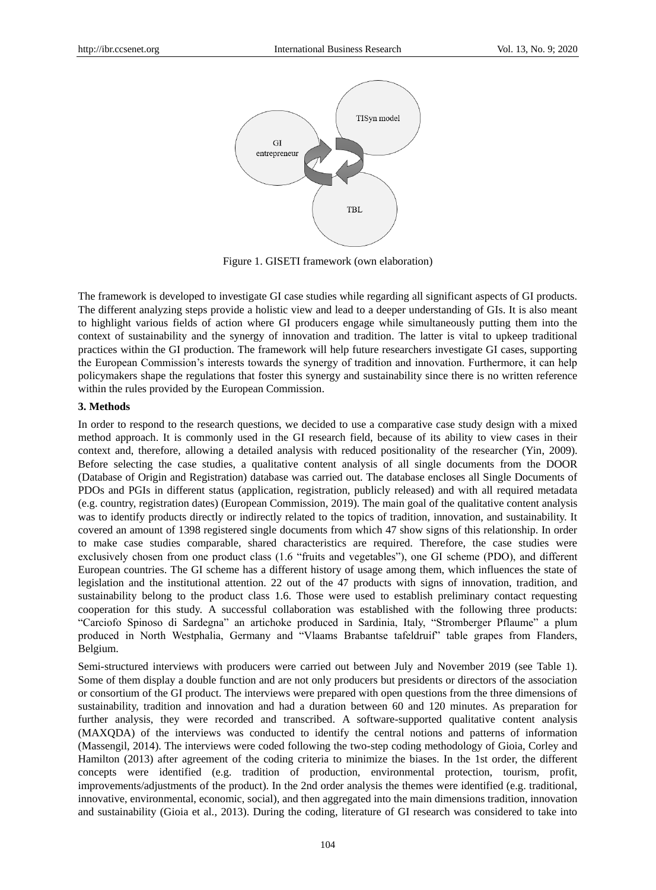Figure 1. GISETI framework (own elaboration)

The framework is developed to investigate GI case studies while regarding all significant aspects of GI products. The different analyzing steps provide a holistic view and lead to a deeper understanding of GIs. It is also meant to highlight various fields of action where GI producers engage while simultaneously putting them into the context of sustainability and the synergy of innovation and tradition. The latter is vital to upkeep traditional practices within the GI production. The framework will help future researchers investigate GI cases, supporting the European Commission's interests towards the synergy of tradition and innovation. Furthermore, it can help policymakers shape the regulations that foster this synergy and sustainability since there is no written reference within the rules provided by the European Commission.

### 3. Methods

In order to respond to the research questions, we decided to use a comparative case study design with a mixed method approach. It is commonly used in the GI research field, because of its ability to view cases in their context and, therefore, allowing a detailed analysis with reduced positionality of the researcher (Yin, 2009). Before selecting the case studies, a qualitative content analysis of all single documents from the DOOR (Database of Origin and Registration) database was carried out. The database encloses all Single Documents of PDOs and PGIs in different status (application, registration, publicly released) and with all required metadata (e.g. country, registration dates) (European Commission, 2019). The main goal of the qualitative content analysis was to identify products directly or indirectly related to the topics of tradition, innovation, and sustainability. It covered an amount of 1398 registered single documents from which 47 show signs of this relationship. In order to make case studies comparable, shared characteristics are required. Therefore, the case studies were exclusively chosen from one product class (1.6 "fruits and vegetables"), one GI scheme (PDO), and different European countries. The GI scheme has a different history of usage among them, which influences the state of legislation and the institutional attention. 22 out of the 47 products with signs of innovation, tradition, and sustainability belong to the product class 1.6. Those were used to establish preliminary contact requesting cooperation for this study. A successful collaboration was established with the following three products: "Carciofo Spinoso di Sardegna" an artichoke produced in Sardinia, Italy, "Stromberger Pflaume" a plum produced in North Westphalia, Germany and "Vlaams Brabantse tafeldruif" table grapes from Flanders, Belgium.

Semi-structured interviews with producers were carried out between July and November 2019 (see Table 1). Some of them display a double function and are not only producers but presidents or directors of the association or consortium of the GI product. The interviews were prepared with open questions from the three dimensions of sustainability, tradition and innovation and had a duration between 60 and 120 minutes. As preparation for further analysis, they were recorded and transcribed. A software-supported qualitative content analysis (MAXQDA) of the interviews was conducted to identify the central notions and patterns of information (Massengil, 2014). The interviews were coded following the two-step coding methodology of Gioia, Corley and Hamilton (2013) after agreement of the coding criteria to minimize the biases. In the 1st order, the different concepts were identified (e.g. tradition of production, environmental protection, tourism, profit, improvements/adjustments of the product). In the 2nd order analysis the themes were identified (e.g. traditional, innovative, environmental, economic, social), and then aggregated into the main dimensions tradition, innovation and sustainability (Gioia et al., 2013). During the coding, literature of GI research was considered to take into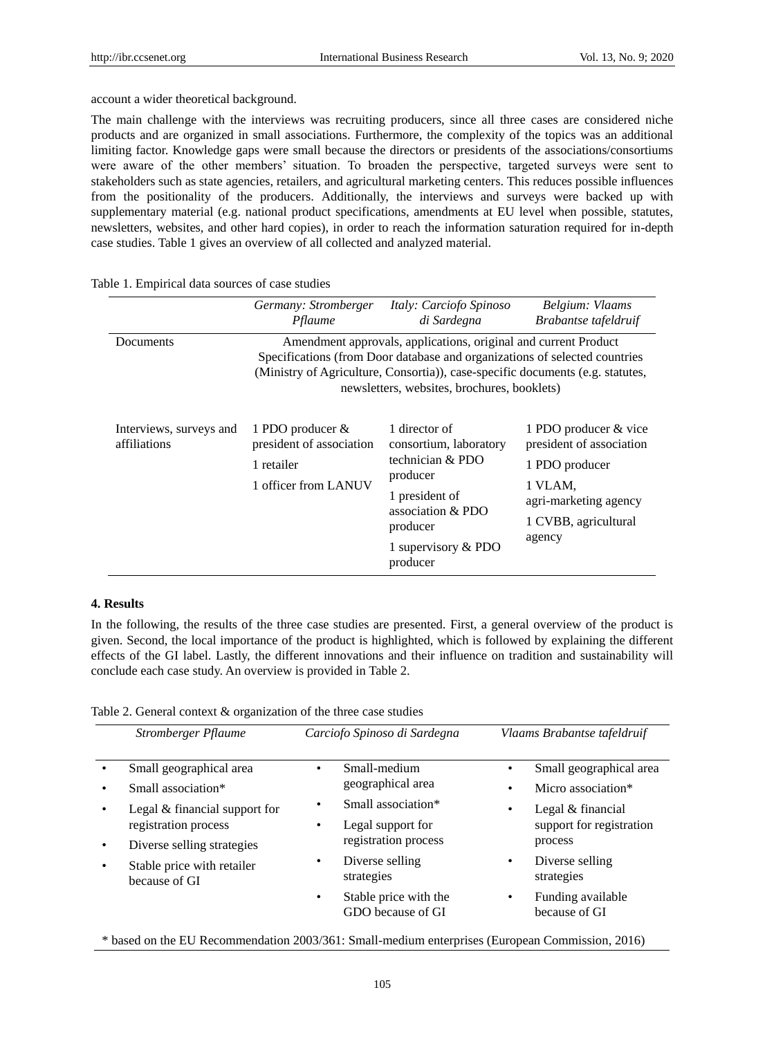account a wider theoretical background.

The main challenge with the interviews was recruiting producers, since all three cases are considered niche products and are organized in small associations. Furthermore, the complexity of the topics was an additional limiting factor. Knowledge gaps were small because the directors or presidents of the associations/consortiums were aware of the other members' situation. To broaden the perspective, targeted surveys were sent to stakeholders such as state agencies, retailers, and agricultural marketing centers. This reduces possible influences from the positionality of the producers. Additionally, the interviews and surveys were backed up with supplementary material (e.g. national product specifications, amendments at EU level when possible, statutes, newsletters, websites, and other hard copies), in order to reach the information saturation required for in-depth case studies. Table 1 gives an overview of all collected and analyzed material.

Table 1. Empirical data sources of case studies

| | *Germany: Stromberger Pflaume* | *Italy: Carciofo Spinoso di Sardegna* | *Belgium: Vlaams Brabantse tafeldruif* |
|---|---|---|---|
| Documents | Amendment approvals, applications, original and current Product Specifications (from Door database and organizations of selected countries (Ministry of Agriculture, Consortia)), case-specific documents (e.g. statutes, newsletters, websites, brochures, booklets) | | |
| Interviews, surveys and affiliations | 1 PDO producer & president of association<br>1 retailer<br>1 officer from LANUV | 1 director of consortium, laboratory technician & PDO producer<br>1 president of association & PDO producer<br>1 supervisory & PDO producer | 1 PDO producer & vice president of association<br>1 PDO producer<br>1 VLAM, agri-marketing agency<br>1 CVBB, agricultural agency |

## 4. Results

In the following, the results of the three case studies are presented. First, a general overview of the product is given. Second, the local importance of the product is highlighted, which is followed by explaining the different effects of the GI label. Lastly, the different innovations and their influence on tradition and sustainability will conclude each case study. An overview is provided in Table 2.

Table 2. General context & organization of the three case studies

| *Stromberger Pflaume* | *Carciofo Spinoso di Sardegna* | *Vlaams Brabantse tafeldruif* |
|---|---|---|
| • Small geographical area<br>• Small association*<br>• Legal & financial support for registration process<br>• Diverse selling strategies<br>• Stable price with retailer because of GI | • Small-medium geographical area<br>• Small association*<br>• Legal support for registration process<br>• Diverse selling strategies<br>• Stable price with the GDO because of GI | • Small geographical area<br>• Micro association*<br>• Legal & financial support for registration process<br>• Diverse selling strategies<br>• Funding available because of GI |

\* based on the EU Recommendation 2003/361: Small-medium enterprises (European Commission, 2016)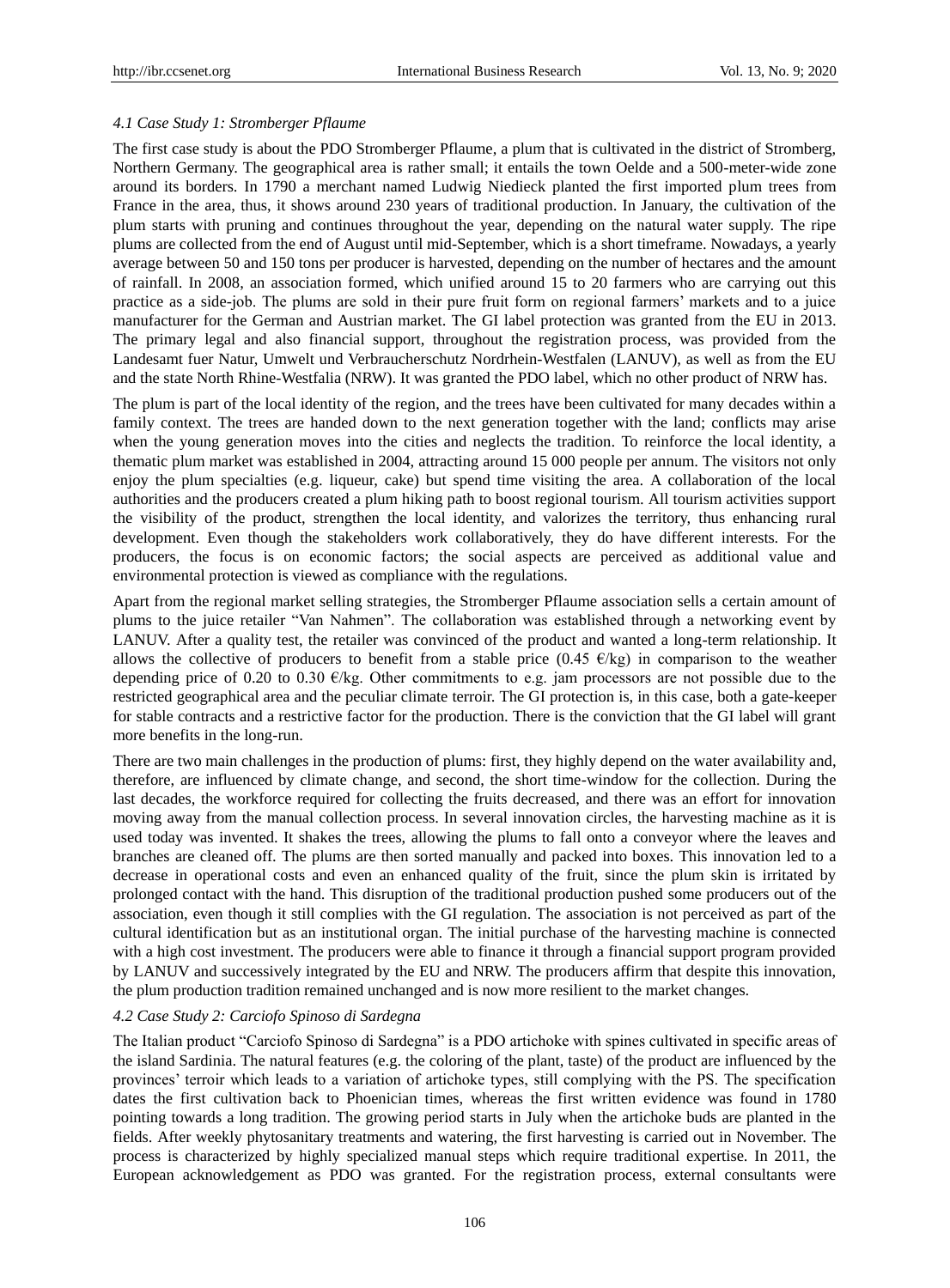#### *4.1 Case Study 1: Stromberger Pflaume*

The first case study is about the PDO Stromberger Pflaume, a plum that is cultivated in the district of Stromberg, Northern Germany. The geographical area is rather small; it entails the town Oelde and a 500-meter-wide zone around its borders. In 1790 a merchant named Ludwig Niedieck planted the first imported plum trees from France in the area, thus, it shows around 230 years of traditional production. In January, the cultivation of the plum starts with pruning and continues throughout the year, depending on the natural water supply. The ripe plums are collected from the end of August until mid-September, which is a short timeframe. Nowadays, a yearly average between 50 and 150 tons per producer is harvested, depending on the number of hectares and the amount of rainfall. In 2008, an association formed, which unified around 15 to 20 farmers who are carrying out this practice as a side-job. The plums are sold in their pure fruit form on regional farmers' markets and to a juice manufacturer for the German and Austrian market. The GI label protection was granted from the EU in 2013. The primary legal and also financial support, throughout the registration process, was provided from the Landesamt fuer Natur, Umwelt und Verbraucherschutz Nordrhein-Westfalen (LANUV), as well as from the EU and the state North Rhine-Westfalia (NRW). It was granted the PDO label, which no other product of NRW has.

The plum is part of the local identity of the region, and the trees have been cultivated for many decades within a family context. The trees are handed down to the next generation together with the land; conflicts may arise when the young generation moves into the cities and neglects the tradition. To reinforce the local identity, a thematic plum market was established in 2004, attracting around 15 000 people per annum. The visitors not only enjoy the plum specialties (e.g. liqueur, cake) but spend time visiting the area. A collaboration of the local authorities and the producers created a plum hiking path to boost regional tourism. All tourism activities support the visibility of the product, strengthen the local identity, and valorizes the territory, thus enhancing rural development. Even though the stakeholders work collaboratively, they do have different interests. For the producers, the focus is on economic factors; the social aspects are perceived as additional value and environmental protection is viewed as compliance with the regulations.

Apart from the regional market selling strategies, the Stromberger Pflaume association sells a certain amount of plums to the juice retailer "Van Nahmen". The collaboration was established through a networking event by LANUV. After a quality test, the retailer was convinced of the product and wanted a long-term relationship. It allows the collective of producers to benefit from a stable price (0.45 €/kg) in comparison to the weather depending price of 0.20 to 0.30 €/kg. Other commitments to e.g. jam processors are not possible due to the restricted geographical area and the peculiar climate terroir. The GI protection is, in this case, both a gate-keeper for stable contracts and a restrictive factor for the production. There is the conviction that the GI label will grant more benefits in the long-run.

There are two main challenges in the production of plums: first, they highly depend on the water availability and, therefore, are influenced by climate change, and second, the short time-window for the collection. During the last decades, the workforce required for collecting the fruits decreased, and there was an effort for innovation moving away from the manual collection process. In several innovation circles, the harvesting machine as it is used today was invented. It shakes the trees, allowing the plums to fall onto a conveyor where the leaves and branches are cleaned off. The plums are then sorted manually and packed into boxes. This innovation led to a decrease in operational costs and even an enhanced quality of the fruit, since the plum skin is irritated by prolonged contact with the hand. This disruption of the traditional production pushed some producers out of the association, even though it still complies with the GI regulation. The association is not perceived as part of the cultural identification but as an institutional organ. The initial purchase of the harvesting machine is connected with a high cost investment. The producers were able to finance it through a financial support program provided by LANUV and successively integrated by the EU and NRW. The producers affirm that despite this innovation, the plum production tradition remained unchanged and is now more resilient to the market changes.

#### *4.2 Case Study 2: Carciofo Spinoso di Sardegna*

The Italian product "Carciofo Spinoso di Sardegna" is a PDO artichoke with spines cultivated in specific areas of the island Sardinia. The natural features (e.g. the coloring of the plant, taste) of the product are influenced by the provinces' terroir which leads to a variation of artichoke types, still complying with the PS. The specification dates the first cultivation back to Phoenician times, whereas the first written evidence was found in 1780 pointing towards a long tradition. The growing period starts in July when the artichoke buds are planted in the fields. After weekly phytosanitary treatments and watering, the first harvesting is carried out in November. The process is characterized by highly specialized manual steps which require traditional expertise. In 2011, the European acknowledgement as PDO was granted. For the registration process, external consultants were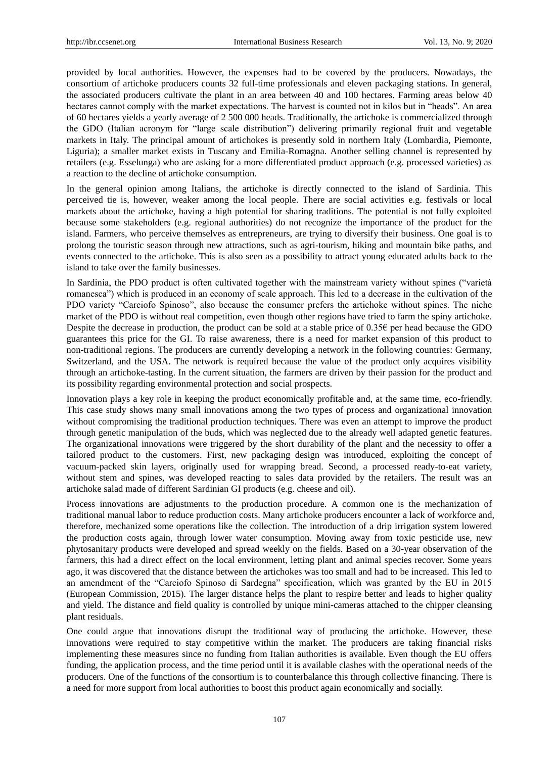provided by local authorities. However, the expenses had to be covered by the producers. Nowadays, the consortium of artichoke producers counts 32 full-time professionals and eleven packaging stations. In general, the associated producers cultivate the plant in an area between 40 and 100 hectares. Farming areas below 40 hectares cannot comply with the market expectations. The harvest is counted not in kilos but in "heads". An area of 60 hectares yields a yearly average of 2 500 000 heads. Traditionally, the artichoke is commercialized through the GDO (Italian acronym for "large scale distribution") delivering primarily regional fruit and vegetable markets in Italy. The principal amount of artichokes is presently sold in northern Italy (Lombardia, Piemonte, Liguria); a smaller market exists in Tuscany and Emilia-Romagna. Another selling channel is represented by retailers (e.g. Esselunga) who are asking for a more differentiated product approach (e.g. processed varieties) as a reaction to the decline of artichoke consumption.

In the general opinion among Italians, the artichoke is directly connected to the island of Sardinia. This perceived tie is, however, weaker among the local people. There are social activities e.g. festivals or local markets about the artichoke, having a high potential for sharing traditions. The potential is not fully exploited because some stakeholders (e.g. regional authorities) do not recognize the importance of the product for the island. Farmers, who perceive themselves as entrepreneurs, are trying to diversify their business. One goal is to prolong the touristic season through new attractions, such as agri-tourism, hiking and mountain bike paths, and events connected to the artichoke. This is also seen as a possibility to attract young educated adults back to the island to take over the family businesses.

In Sardinia, the PDO product is often cultivated together with the mainstream variety without spines ("varietà romanesca") which is produced in an economy of scale approach. This led to a decrease in the cultivation of the PDO variety "Carciofo Spinoso", also because the consumer prefers the artichoke without spines. The niche market of the PDO is without real competition, even though other regions have tried to farm the spiny artichoke. Despite the decrease in production, the product can be sold at a stable price of 0.35€ per head because the GDO guarantees this price for the GI. To raise awareness, there is a need for market expansion of this product to non-traditional regions. The producers are currently developing a network in the following countries: Germany, Switzerland, and the USA. The network is required because the value of the product only acquires visibility through an artichoke-tasting. In the current situation, the farmers are driven by their passion for the product and its possibility regarding environmental protection and social prospects.

Innovation plays a key role in keeping the product economically profitable and, at the same time, eco-friendly. This case study shows many small innovations among the two types of process and organizational innovation without compromising the traditional production techniques. There was even an attempt to improve the product through genetic manipulation of the buds, which was neglected due to the already well adapted genetic features. The organizational innovations were triggered by the short durability of the plant and the necessity to offer a tailored product to the customers. First, new packaging design was introduced, exploiting the concept of vacuum-packed skin layers, originally used for wrapping bread. Second, a processed ready-to-eat variety, without stem and spines, was developed reacting to sales data provided by the retailers. The result was an artichoke salad made of different Sardinian GI products (e.g. cheese and oil).

Process innovations are adjustments to the production procedure. A common one is the mechanization of traditional manual labor to reduce production costs. Many artichoke producers encounter a lack of workforce and, therefore, mechanized some operations like the collection. The introduction of a drip irrigation system lowered the production costs again, through lower water consumption. Moving away from toxic pesticide use, new phytosanitary products were developed and spread weekly on the fields. Based on a 30-year observation of the farmers, this had a direct effect on the local environment, letting plant and animal species recover. Some years ago, it was discovered that the distance between the artichokes was too small and had to be increased. This led to an amendment of the "Carciofo Spinoso di Sardegna" specification, which was granted by the EU in 2015 (European Commission, 2015). The larger distance helps the plant to respire better and leads to higher quality and yield. The distance and field quality is controlled by unique mini-cameras attached to the chipper cleansing plant residuals.

One could argue that innovations disrupt the traditional way of producing the artichoke. However, these innovations were required to stay competitive within the market. The producers are taking financial risks implementing these measures since no funding from Italian authorities is available. Even though the EU offers funding, the application process, and the time period until it is available clashes with the operational needs of the producers. One of the functions of the consortium is to counterbalance this through collective financing. There is a need for more support from local authorities to boost this product again economically and socially.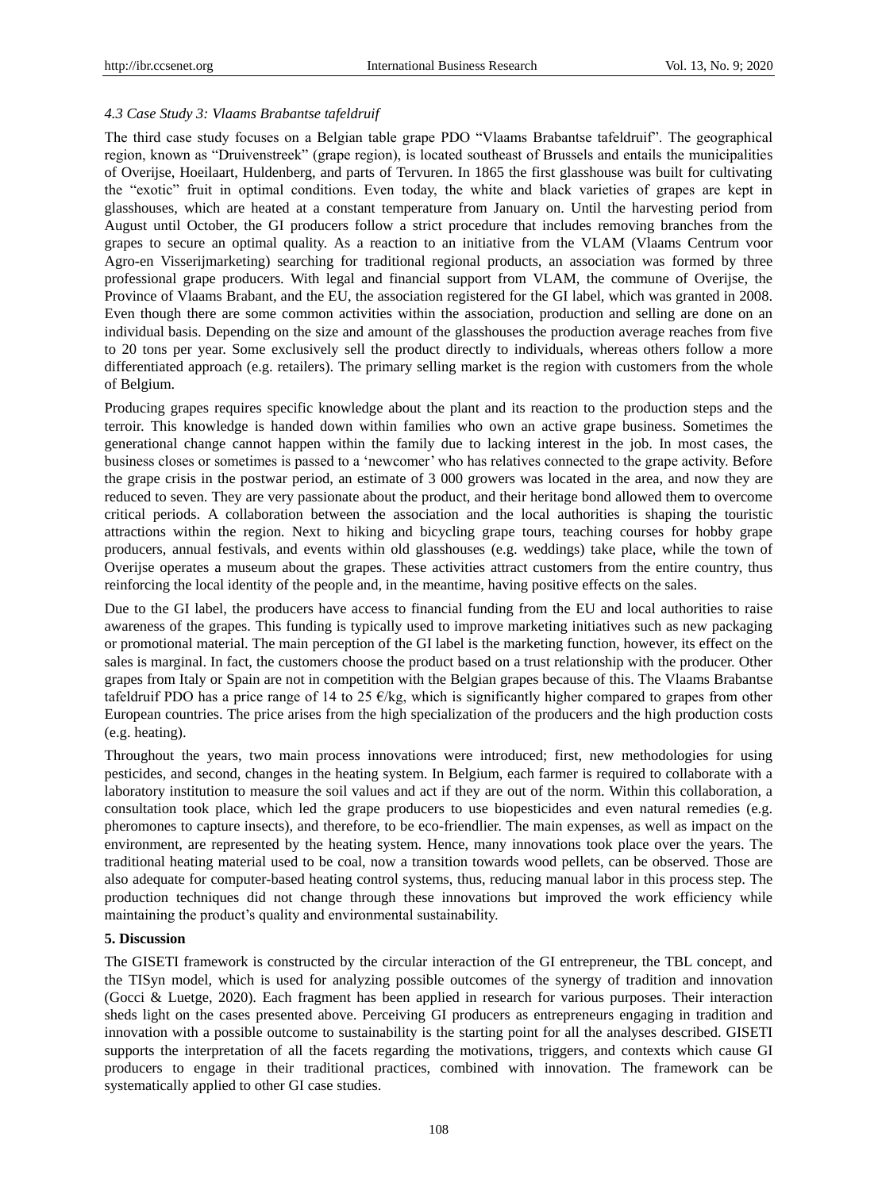### *4.3 Case Study 3: Vlaams Brabantse tafeldruif*

The third case study focuses on a Belgian table grape PDO "Vlaams Brabantse tafeldruif". The geographical region, known as "Druivenstreek" (grape region), is located southeast of Brussels and entails the municipalities of Overijse, Hoeilaart, Huldenberg, and parts of Tervuren. In 1865 the first glasshouse was built for cultivating the "exotic" fruit in optimal conditions. Even today, the white and black varieties of grapes are kept in glasshouses, which are heated at a constant temperature from January on. Until the harvesting period from August until October, the GI producers follow a strict procedure that includes removing branches from the grapes to secure an optimal quality. As a reaction to an initiative from the VLAM (Vlaams Centrum voor Agro-en Visserijmarketing) searching for traditional regional products, an association was formed by three professional grape producers. With legal and financial support from VLAM, the commune of Overijse, the Province of Vlaams Brabant, and the EU, the association registered for the GI label, which was granted in 2008. Even though there are some common activities within the association, production and selling are done on an individual basis. Depending on the size and amount of the glasshouses the production average reaches from five to 20 tons per year. Some exclusively sell the product directly to individuals, whereas others follow a more differentiated approach (e.g. retailers). The primary selling market is the region with customers from the whole of Belgium.

Producing grapes requires specific knowledge about the plant and its reaction to the production steps and the terroir. This knowledge is handed down within families who own an active grape business. Sometimes the generational change cannot happen within the family due to lacking interest in the job. In most cases, the business closes or sometimes is passed to a 'newcomer' who has relatives connected to the grape activity. Before the grape crisis in the postwar period, an estimate of 3 000 growers was located in the area, and now they are reduced to seven. They are very passionate about the product, and their heritage bond allowed them to overcome critical periods. A collaboration between the association and the local authorities is shaping the touristic attractions within the region. Next to hiking and bicycling grape tours, teaching courses for hobby grape producers, annual festivals, and events within old glasshouses (e.g. weddings) take place, while the town of Overijse operates a museum about the grapes. These activities attract customers from the entire country, thus reinforcing the local identity of the people and, in the meantime, having positive effects on the sales.

Due to the GI label, the producers have access to financial funding from the EU and local authorities to raise awareness of the grapes. This funding is typically used to improve marketing initiatives such as new packaging or promotional material. The main perception of the GI label is the marketing function, however, its effect on the sales is marginal. In fact, the customers choose the product based on a trust relationship with the producer. Other grapes from Italy or Spain are not in competition with the Belgian grapes because of this. The Vlaams Brabantse tafeldruif PDO has a price range of 14 to 25 €/kg, which is significantly higher compared to grapes from other European countries. The price arises from the high specialization of the producers and the high production costs (e.g. heating).

Throughout the years, two main process innovations were introduced; first, new methodologies for using pesticides, and second, changes in the heating system. In Belgium, each farmer is required to collaborate with a laboratory institution to measure the soil values and act if they are out of the norm. Within this collaboration, a consultation took place, which led the grape producers to use biopesticides and even natural remedies (e.g. pheromones to capture insects), and therefore, to be eco-friendlier. The main expenses, as well as impact on the environment, are represented by the heating system. Hence, many innovations took place over the years. The traditional heating material used to be coal, now a transition towards wood pellets, can be observed. Those are also adequate for computer-based heating control systems, thus, reducing manual labor in this process step. The production techniques did not change through these innovations but improved the work efficiency while maintaining the product's quality and environmental sustainability.

## 5. Discussion

The GISETI framework is constructed by the circular interaction of the GI entrepreneur, the TBL concept, and the TISyn model, which is used for analyzing possible outcomes of the synergy of tradition and innovation (Gocci & Luetge, 2020). Each fragment has been applied in research for various purposes. Their interaction sheds light on the cases presented above. Perceiving GI producers as entrepreneurs engaging in tradition and innovation with a possible outcome to sustainability is the starting point for all the analyses described. GISETI supports the interpretation of all the facets regarding the motivations, triggers, and contexts which cause GI producers to engage in their traditional practices, combined with innovation. The framework can be systematically applied to other GI case studies.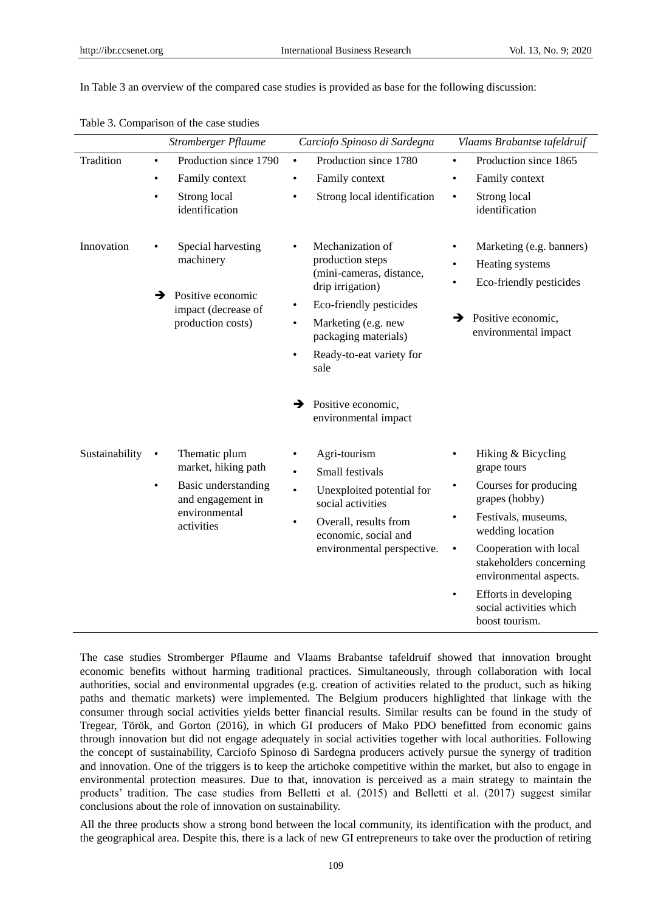In Table 3 an overview of the compared case studies is provided as base for the following discussion:

Table 3. Comparison of the case studies

| | *Stromberger Pflaume* | *Carciofo Spinoso di Sardegna* | *Vlaams Brabantse tafeldruif* |
|---|---|---|---|
| Tradition | • Production since 1790<br>• Family context<br>• Strong local identification | • Production since 1780<br>• Family context<br>• Strong local identification | • Production since 1865<br>• Family context<br>• Strong local identification |
| Innovation | • Special harvesting machinery<br>➔ Positive economic impact (decrease of production costs) | • Mechanization of production steps (mini-cameras, distance, drip irrigation)<br>• Eco-friendly pesticides<br>• Marketing (e.g. new packaging materials)<br>• Ready-to-eat variety for sale<br>➔ Positive economic, environmental impact | • Marketing (e.g. banners)<br>• Heating systems<br>• Eco-friendly pesticides<br>➔ Positive economic, environmental impact |
| Sustainability | • Thematic plum market, hiking path<br>• Basic understanding and engagement in environmental activities | • Agri-tourism<br>• Small festivals<br>• Unexploited potential for social activities<br>• Overall, results from economic, social and environmental perspective. | • Hiking & Bicycling grape tours<br>• Courses for producing grapes (hobby)<br>• Festivals, museums, wedding location<br>• Cooperation with local stakeholders concerning environmental aspects.<br>• Efforts in developing social activities which boost tourism. |

The case studies Stromberger Pflaume and Vlaams Brabantse tafeldruif showed that innovation brought economic benefits without harming traditional practices. Simultaneously, through collaboration with local authorities, social and environmental upgrades (e.g. creation of activities related to the product, such as hiking paths and thematic markets) were implemented. The Belgium producers highlighted that linkage with the consumer through social activities yields better financial results. Similar results can be found in the study of Tregear, Török, and Gorton (2016), in which GI producers of Mako PDO benefitted from economic gains through innovation but did not engage adequately in social activities together with local authorities. Following the concept of sustainability, Carciofo Spinoso di Sardegna producers actively pursue the synergy of tradition and innovation. One of the triggers is to keep the artichoke competitive within the market, but also to engage in environmental protection measures. Due to that, innovation is perceived as a main strategy to maintain the products' tradition. The case studies from Belletti et al. (2015) and Belletti et al. (2017) suggest similar conclusions about the role of innovation on sustainability.

All the three products show a strong bond between the local community, its identification with the product, and the geographical area. Despite this, there is a lack of new GI entrepreneurs to take over the production of retiring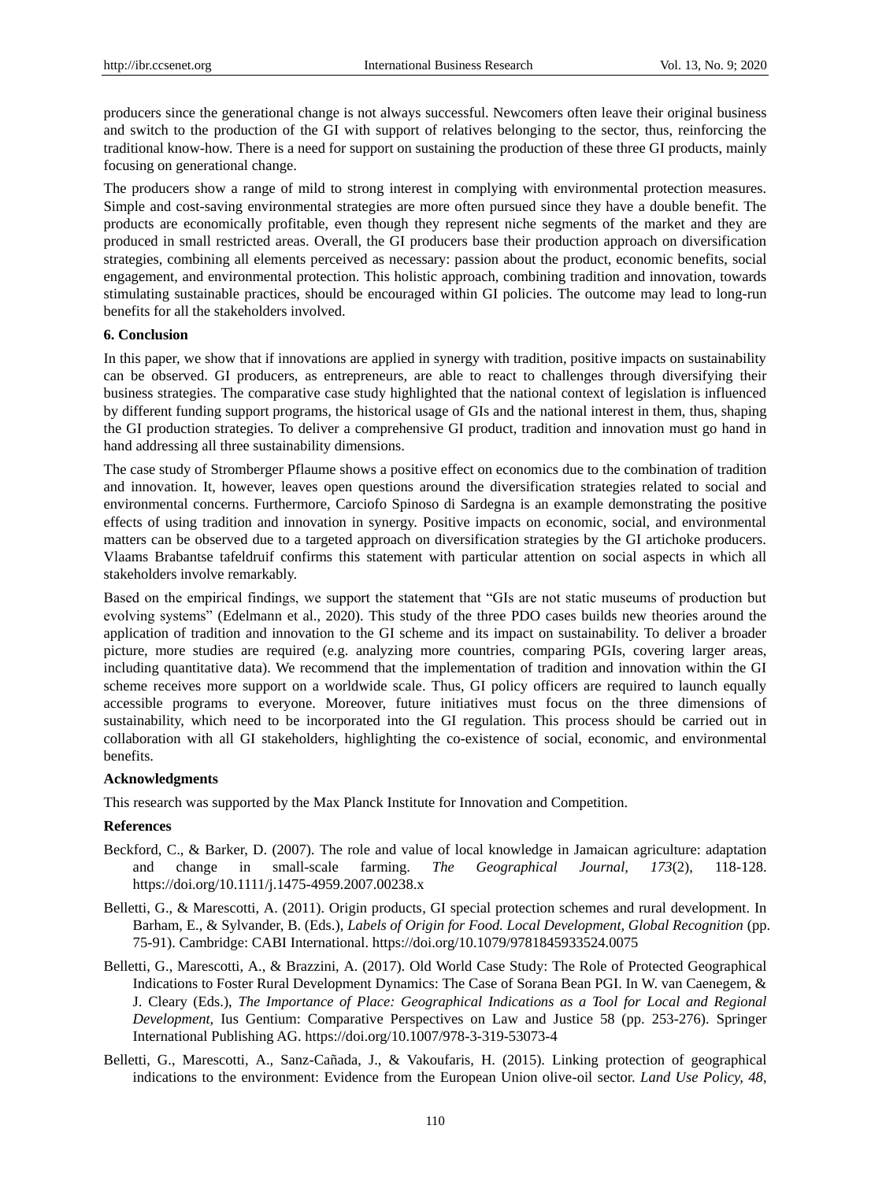producers since the generational change is not always successful. Newcomers often leave their original business and switch to the production of the GI with support of relatives belonging to the sector, thus, reinforcing the traditional know-how. There is a need for support on sustaining the production of these three GI products, mainly focusing on generational change.

The producers show a range of mild to strong interest in complying with environmental protection measures. Simple and cost-saving environmental strategies are more often pursued since they have a double benefit. The products are economically profitable, even though they represent niche segments of the market and they are produced in small restricted areas. Overall, the GI producers base their production approach on diversification strategies, combining all elements perceived as necessary: passion about the product, economic benefits, social engagement, and environmental protection. This holistic approach, combining tradition and innovation, towards stimulating sustainable practices, should be encouraged within GI policies. The outcome may lead to long-run benefits for all the stakeholders involved.

## 6. Conclusion

In this paper, we show that if innovations are applied in synergy with tradition, positive impacts on sustainability can be observed. GI producers, as entrepreneurs, are able to react to challenges through diversifying their business strategies. The comparative case study highlighted that the national context of legislation is influenced by different funding support programs, the historical usage of GIs and the national interest in them, thus, shaping the GI production strategies. To deliver a comprehensive GI product, tradition and innovation must go hand in hand addressing all three sustainability dimensions.

The case study of Stromberger Pflaume shows a positive effect on economics due to the combination of tradition and innovation. It, however, leaves open questions around the diversification strategies related to social and environmental concerns. Furthermore, Carciofo Spinoso di Sardegna is an example demonstrating the positive effects of using tradition and innovation in synergy. Positive impacts on economic, social, and environmental matters can be observed due to a targeted approach on diversification strategies by the GI artichoke producers. Vlaams Brabantse tafeldruif confirms this statement with particular attention on social aspects in which all stakeholders involve remarkably.

Based on the empirical findings, we support the statement that "GIs are not static museums of production but evolving systems" (Edelmann et al., 2020). This study of the three PDO cases builds new theories around the application of tradition and innovation to the GI scheme and its impact on sustainability. To deliver a broader picture, more studies are required (e.g. analyzing more countries, comparing PGIs, covering larger areas, including quantitative data). We recommend that the implementation of tradition and innovation within the GI scheme receives more support on a worldwide scale. Thus, GI policy officers are required to launch equally accessible programs to everyone. Moreover, future initiatives must focus on the three dimensions of sustainability, which need to be incorporated into the GI regulation. This process should be carried out in collaboration with all GI stakeholders, highlighting the co-existence of social, economic, and environmental benefits.

## Acknowledgments

This research was supported by the Max Planck Institute for Innovation and Competition.

## References

Beckford, C., & Barker, D. (2007). The role and value of local knowledge in Jamaican agriculture: adaptation and change in small-scale farming. *The Geographical Journal, 173*(2), 118-128. https://doi.org/10.1111/j.1475-4959.2007.00238.x

Belletti, G., & Marescotti, A. (2011). Origin products, GI special protection schemes and rural development. In Barham, E., & Sylvander, B. (Eds.), *Labels of Origin for Food. Local Development, Global Recognition* (pp. 75-91). Cambridge: CABI International. https://doi.org/10.1079/9781845933524.0075

Belletti, G., Marescotti, A., & Brazzini, A. (2017). Old World Case Study: The Role of Protected Geographical Indications to Foster Rural Development Dynamics: The Case of Sorana Bean PGI. In W. van Caenegem, & J. Cleary (Eds.), *The Importance of Place: Geographical Indications as a Tool for Local and Regional Development,* Ius Gentium: Comparative Perspectives on Law and Justice 58 (pp. 253-276). Springer International Publishing AG. https://doi.org/10.1007/978-3-319-53073-4

Belletti, G., Marescotti, A., Sanz-Cañada, J., & Vakoufaris, H. (2015). Linking protection of geographical indications to the environment: Evidence from the European Union olive-oil sector. *Land Use Policy, 48*,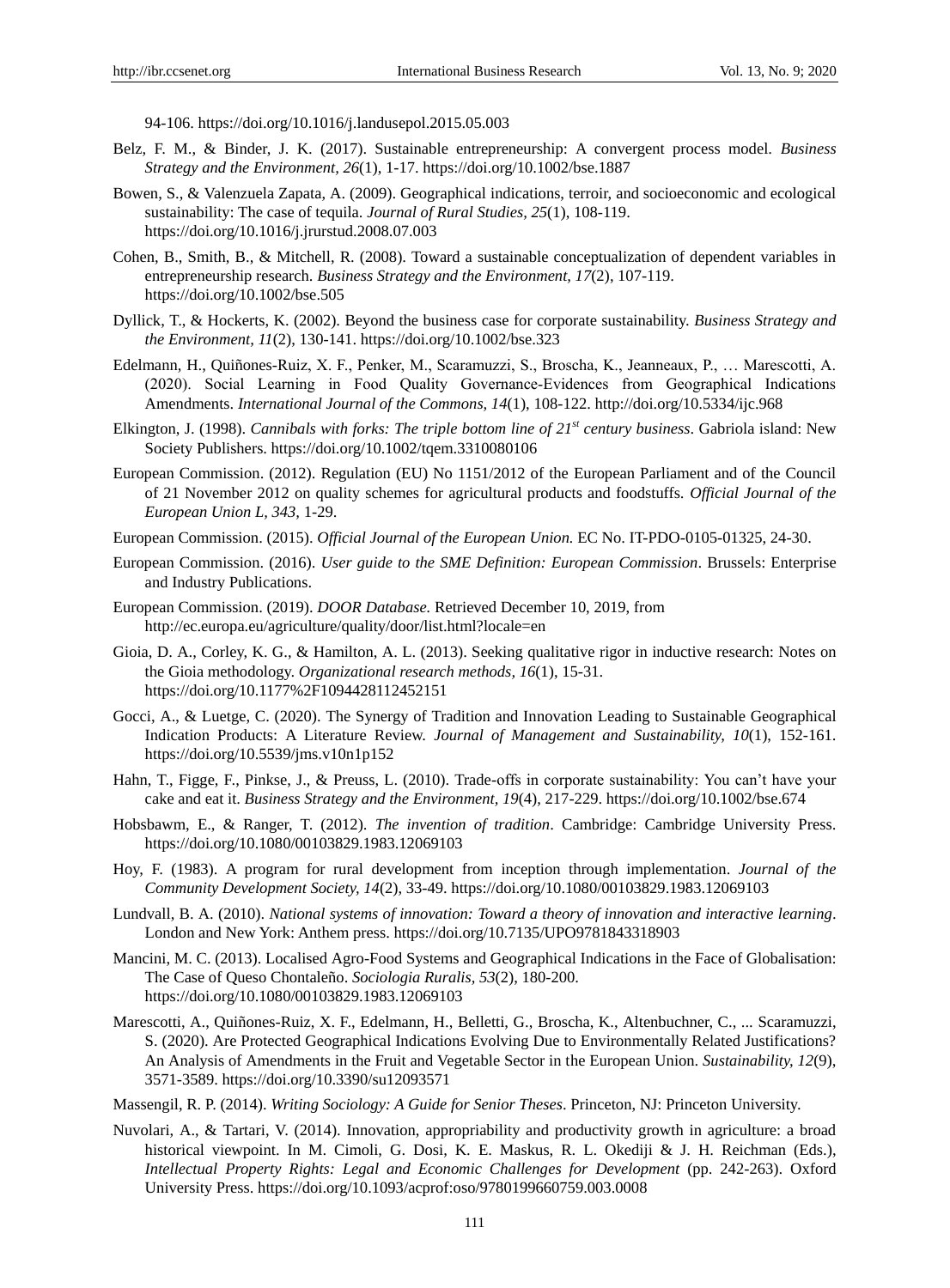94-106. https://doi.org/10.1016/j.landusepol.2015.05.003

Belz, F. M., & Binder, J. K. (2017). Sustainable entrepreneurship: A convergent process model. *Business Strategy and the Environment, 26*(1), 1-17. https://doi.org/10.1002/bse.1887

Bowen, S., & Valenzuela Zapata, A. (2009). Geographical indications, terroir, and socioeconomic and ecological sustainability: The case of tequila. *Journal of Rural Studies, 25*(1), 108-119. https://doi.org/10.1016/j.jrurstud.2008.07.003

Cohen, B., Smith, B., & Mitchell, R. (2008). Toward a sustainable conceptualization of dependent variables in entrepreneurship research. *Business Strategy and the Environment, 17*(2), 107-119. https://doi.org/10.1002/bse.505

Dyllick, T., & Hockerts, K. (2002). Beyond the business case for corporate sustainability. *Business Strategy and the Environment, 11*(2), 130-141. https://doi.org/10.1002/bse.323

Edelmann, H., Quiñones-Ruiz, X. F., Penker, M., Scaramuzzi, S., Broscha, K., Jeanneaux, P., … Marescotti, A. (2020). Social Learning in Food Quality Governance-Evidences from Geographical Indications Amendments. *International Journal of the Commons, 14*(1), 108-122. http://doi.org/10.5334/ijc.968

Elkington, J. (1998). *Cannibals with forks: The triple bottom line of 21st century business*. Gabriola island: New Society Publishers. https://doi.org/10.1002/tqem.3310080106

European Commission. (2012). Regulation (EU) No 1151/2012 of the European Parliament and of the Council of 21 November 2012 on quality schemes for agricultural products and foodstuffs. *Official Journal of the European Union L, 343*, 1-29.

European Commission. (2015). *Official Journal of the European Union.* EC No. IT-PDO-0105-01325, 24-30.

European Commission. (2016). *User guide to the SME Definition: European Commission*. Brussels: Enterprise and Industry Publications.

European Commission. (2019). *DOOR Database.* Retrieved December 10, 2019, from http://ec.europa.eu/agriculture/quality/door/list.html?locale=en

Gioia, D. A., Corley, K. G., & Hamilton, A. L. (2013). Seeking qualitative rigor in inductive research: Notes on the Gioia methodology. *Organizational research methods, 16*(1), 15-31. https://doi.org/10.1177%2F1094428112452151

Gocci, A., & Luetge, C. (2020). The Synergy of Tradition and Innovation Leading to Sustainable Geographical Indication Products: A Literature Review. *Journal of Management and Sustainability, 10*(1), 152-161. https://doi.org/10.5539/jms.v10n1p152

Hahn, T., Figge, F., Pinkse, J., & Preuss, L. (2010). Trade-offs in corporate sustainability: You can't have your cake and eat it. *Business Strategy and the Environment, 19*(4), 217-229. https://doi.org/10.1002/bse.674

Hobsbawm, E., & Ranger, T. (2012). *The invention of tradition*. Cambridge: Cambridge University Press. https://doi.org/10.1080/00103829.1983.12069103

Hoy, F. (1983). A program for rural development from inception through implementation. *Journal of the Community Development Society, 14*(2), 33-49. https://doi.org/10.1080/00103829.1983.12069103

Lundvall, B. A. (2010). *National systems of innovation: Toward a theory of innovation and interactive learning*. London and New York: Anthem press. https://doi.org/10.7135/UPO9781843318903

Mancini, M. C. (2013). Localised Agro-Food Systems and Geographical Indications in the Face of Globalisation: The Case of Queso Chontaleño. *Sociologia Ruralis, 53*(2), 180-200. https://doi.org/10.1080/00103829.1983.12069103

Marescotti, A., Quiñones-Ruiz, X. F., Edelmann, H., Belletti, G., Broscha, K., Altenbuchner, C., ... Scaramuzzi, S. (2020). Are Protected Geographical Indications Evolving Due to Environmentally Related Justifications? An Analysis of Amendments in the Fruit and Vegetable Sector in the European Union. *Sustainability, 12*(9), 3571-3589. https://doi.org/10.3390/su12093571

Massengil, R. P. (2014). *Writing Sociology: A Guide for Senior Theses*. Princeton, NJ: Princeton University.

Nuvolari, A., & Tartari, V. (2014). Innovation, appropriability and productivity growth in agriculture: a broad historical viewpoint. In M. Cimoli, G. Dosi, K. E. Maskus, R. L. Okediji & J. H. Reichman (Eds.), *Intellectual Property Rights: Legal and Economic Challenges for Development* (pp. 242-263). Oxford University Press. https://doi.org/10.1093/acprof:oso/9780199660759.003.0008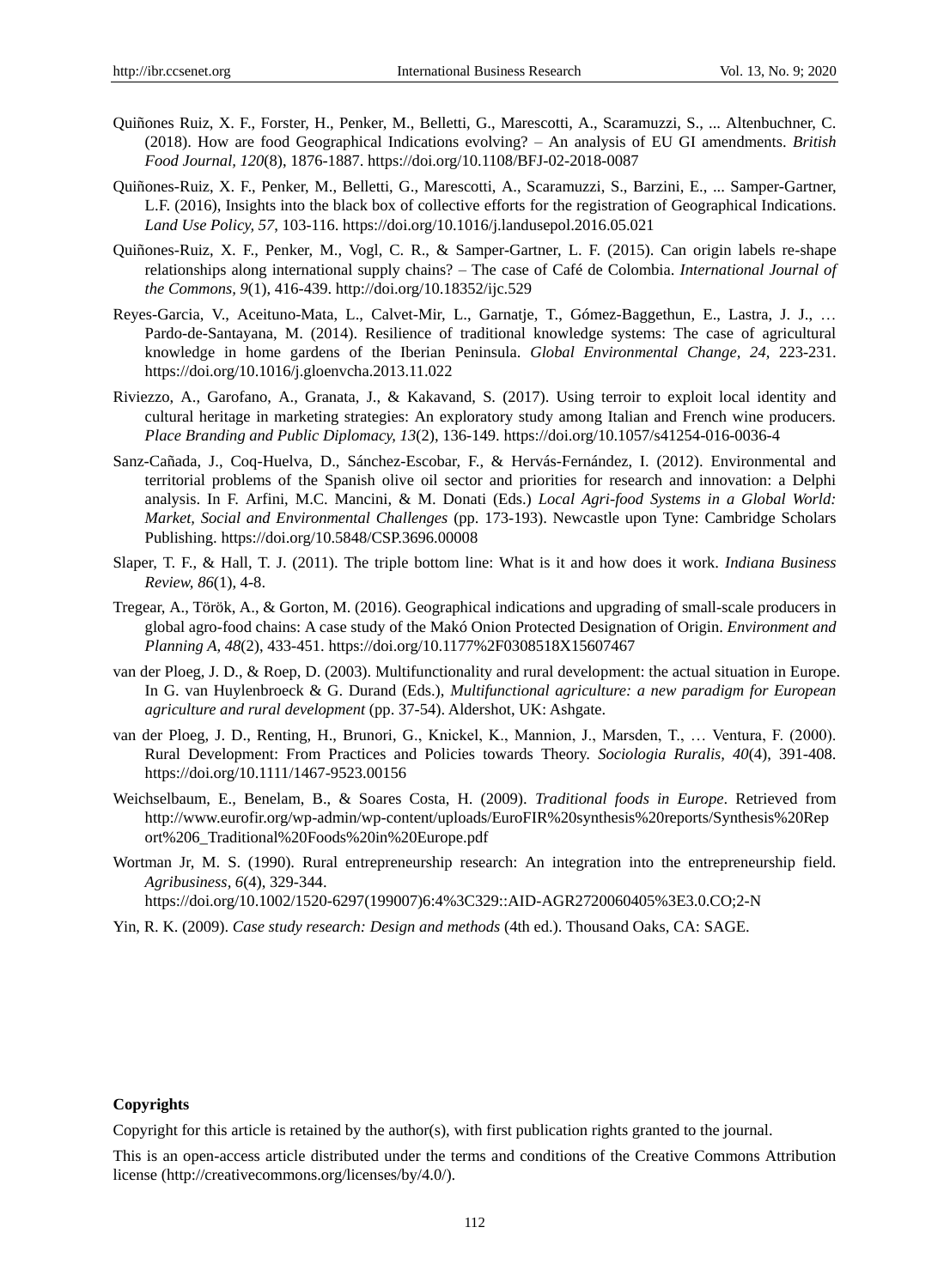Quiñones Ruiz, X. F., Forster, H., Penker, M., Belletti, G., Marescotti, A., Scaramuzzi, S., ... Altenbuchner, C. (2018). How are food Geographical Indications evolving? – An analysis of EU GI amendments. *British Food Journal, 120*(8), 1876-1887. https://doi.org/10.1108/BFJ-02-2018-0087

Quiñones-Ruiz, X. F., Penker, M., Belletti, G., Marescotti, A., Scaramuzzi, S., Barzini, E., ... Samper-Gartner, L.F. (2016), Insights into the black box of collective efforts for the registration of Geographical Indications. *Land Use Policy, 57*, 103-116. https://doi.org/10.1016/j.landusepol.2016.05.021

Quiñones-Ruiz, X. F., Penker, M., Vogl, C. R., & Samper-Gartner, L. F. (2015). Can origin labels re-shape relationships along international supply chains? – The case of Café de Colombia. *International Journal of the Commons, 9*(1), 416-439. http://doi.org/10.18352/ijc.529

Reyes-Garcia, V., Aceituno-Mata, L., Calvet-Mir, L., Garnatje, T., Gómez-Baggethun, E., Lastra, J. J., … Pardo-de-Santayana, M. (2014). Resilience of traditional knowledge systems: The case of agricultural knowledge in home gardens of the Iberian Peninsula. *Global Environmental Change, 24*, 223-231. https://doi.org/10.1016/j.gloenvcha.2013.11.022

Riviezzo, A., Garofano, A., Granata, J., & Kakavand, S. (2017). Using terroir to exploit local identity and cultural heritage in marketing strategies: An exploratory study among Italian and French wine producers. *Place Branding and Public Diplomacy, 13*(2), 136-149. https://doi.org/10.1057/s41254-016-0036-4

Sanz-Cañada, J., Coq-Huelva, D., Sánchez-Escobar, F., & Hervás-Fernández, I. (2012). Environmental and territorial problems of the Spanish olive oil sector and priorities for research and innovation: a Delphi analysis. In F. Arfini, M.C. Mancini, & M. Donati (Eds.) *Local Agri-food Systems in a Global World: Market, Social and Environmental Challenges* (pp. 173-193). Newcastle upon Tyne: Cambridge Scholars Publishing. https://doi.org/10.5848/CSP.3696.00008

Slaper, T. F., & Hall, T. J. (2011). The triple bottom line: What is it and how does it work. *Indiana Business Review, 86*(1), 4-8.

Tregear, A., Török, A., & Gorton, M. (2016). Geographical indications and upgrading of small-scale producers in global agro-food chains: A case study of the Makó Onion Protected Designation of Origin. *Environment and Planning A, 48*(2), 433-451. https://doi.org/10.1177%2F0308518X15607467

van der Ploeg, J. D., & Roep, D. (2003). Multifunctionality and rural development: the actual situation in Europe. In G. van Huylenbroeck & G. Durand (Eds.), *Multifunctional agriculture: a new paradigm for European agriculture and rural development* (pp. 37-54). Aldershot, UK: Ashgate.

van der Ploeg, J. D., Renting, H., Brunori, G., Knickel, K., Mannion, J., Marsden, T., … Ventura, F. (2000). Rural Development: From Practices and Policies towards Theory. *Sociologia Ruralis, 40*(4), 391-408. https://doi.org/10.1111/1467-9523.00156

Weichselbaum, E., Benelam, B., & Soares Costa, H. (2009). *Traditional foods in Europe*. Retrieved from http://www.eurofir.org/wp-admin/wp-content/uploads/EuroFIR%20synthesis%20reports/Synthesis%20Report%206_Traditional%20Foods%20in%20Europe.pdf

Wortman Jr, M. S. (1990). Rural entrepreneurship research: An integration into the entrepreneurship field. *Agribusiness, 6*(4), 329-344. https://doi.org/10.1002/1520-6297(199007)6:4%3C329::AID-AGR2720060405%3E3.0.CO;2-N

Yin, R. K. (2009). *Case study research: Design and methods* (4th ed.). Thousand Oaks, CA: SAGE.

**Copyrights**

Copyright for this article is retained by the author(s), with first publication rights granted to the journal.

This is an open-access article distributed under the terms and conditions of the Creative Commons Attribution license (http://creativecommons.org/licenses/by/4.0/).